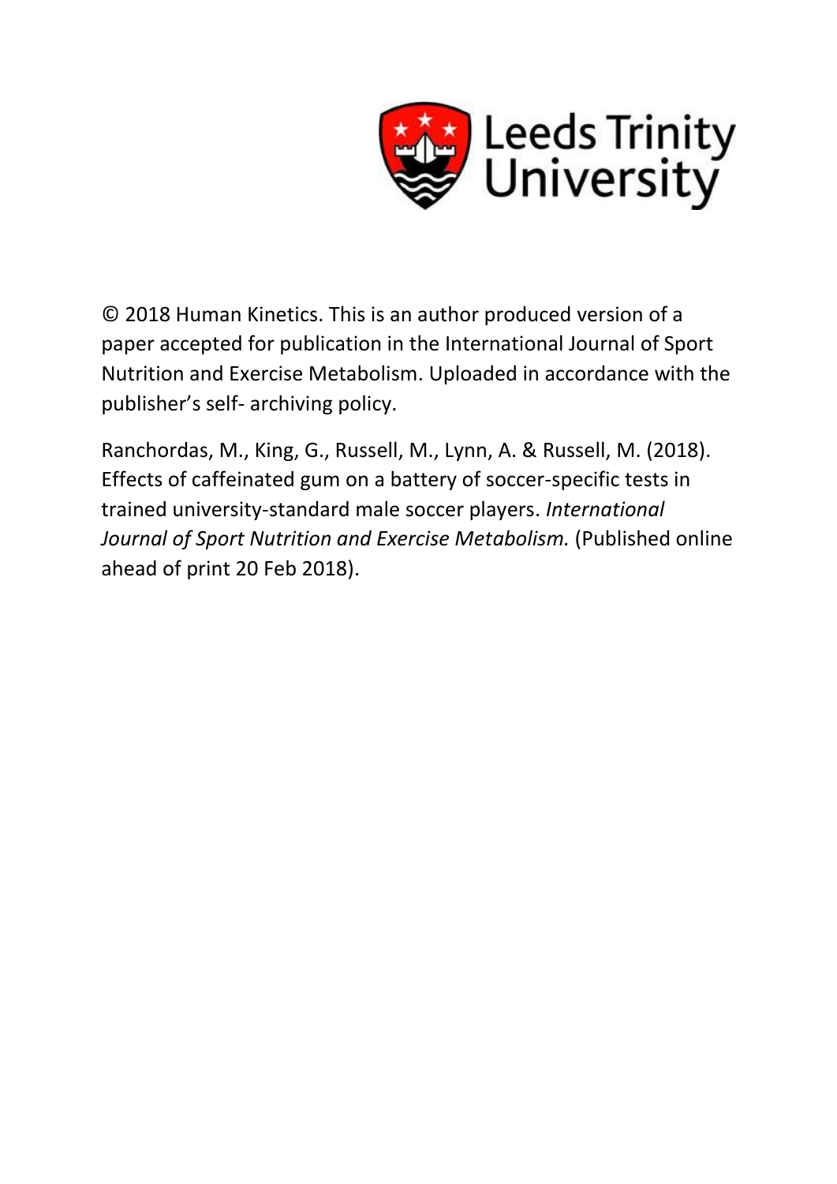Leeds Trinity University

© 2018 Human Kinetics. This is an author produced version of a paper accepted for publication in the International Journal of Sport Nutrition and Exercise Metabolism. Uploaded in accordance with the publisher's self- archiving policy.

Ranchordas, M., King, G., Russell, M., Lynn, A. & Russell, M. (2018). Effects of caffeinated gum on a battery of soccer-specific tests in trained university-standard male soccer players. *International Journal of Sport Nutrition and Exercise Metabolism.* (Published online ahead of print 20 Feb 2018).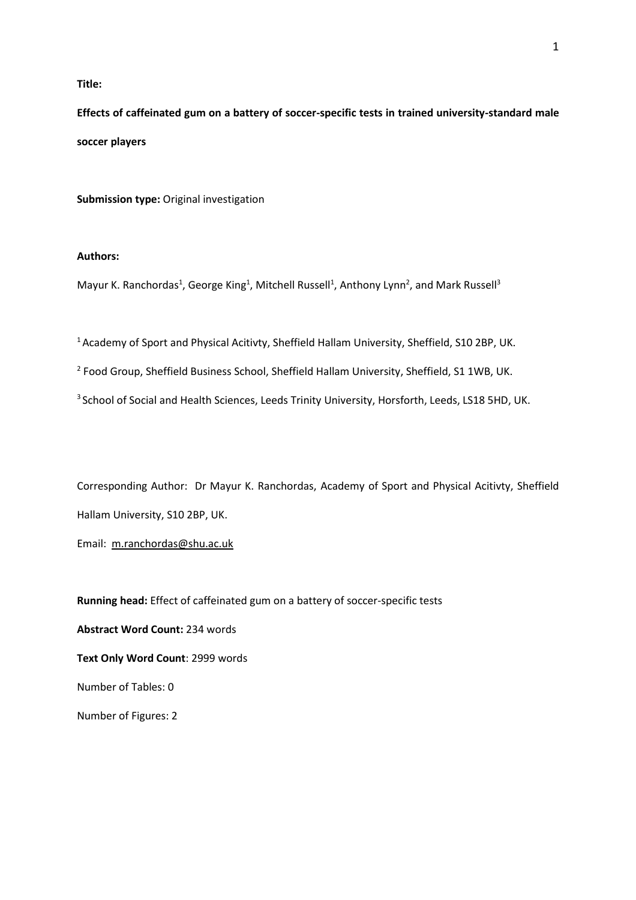**Title:**

**Effects of caffeinated gum on a battery of soccer-specific tests in trained university-standard male soccer players**

**Submission type:** Original investigation

**Authors:**

Mayur K. Ranchordas[1], George King[1], Mitchell Russell[1], Anthony Lynn[2], and Mark Russell[3]

[1] Academy of Sport and Physical Acitivty, Sheffield Hallam University, Sheffield, S10 2BP, UK.

[2] Food Group, Sheffield Business School, Sheffield Hallam University, Sheffield, S1 1WB, UK.

[3] School of Social and Health Sciences, Leeds Trinity University, Horsforth, Leeds, LS18 5HD, UK.

Corresponding Author: Dr Mayur K. Ranchordas, Academy of Sport and Physical Acitivty, Sheffield Hallam University, S10 2BP, UK.

Email: m.ranchordas@shu.ac.uk

**Running head:** Effect of caffeinated gum on a battery of soccer-specific tests

**Abstract Word Count:** 234 words

**Text Only Word Count**: 2999 words

Number of Tables: 0

Number of Figures: 2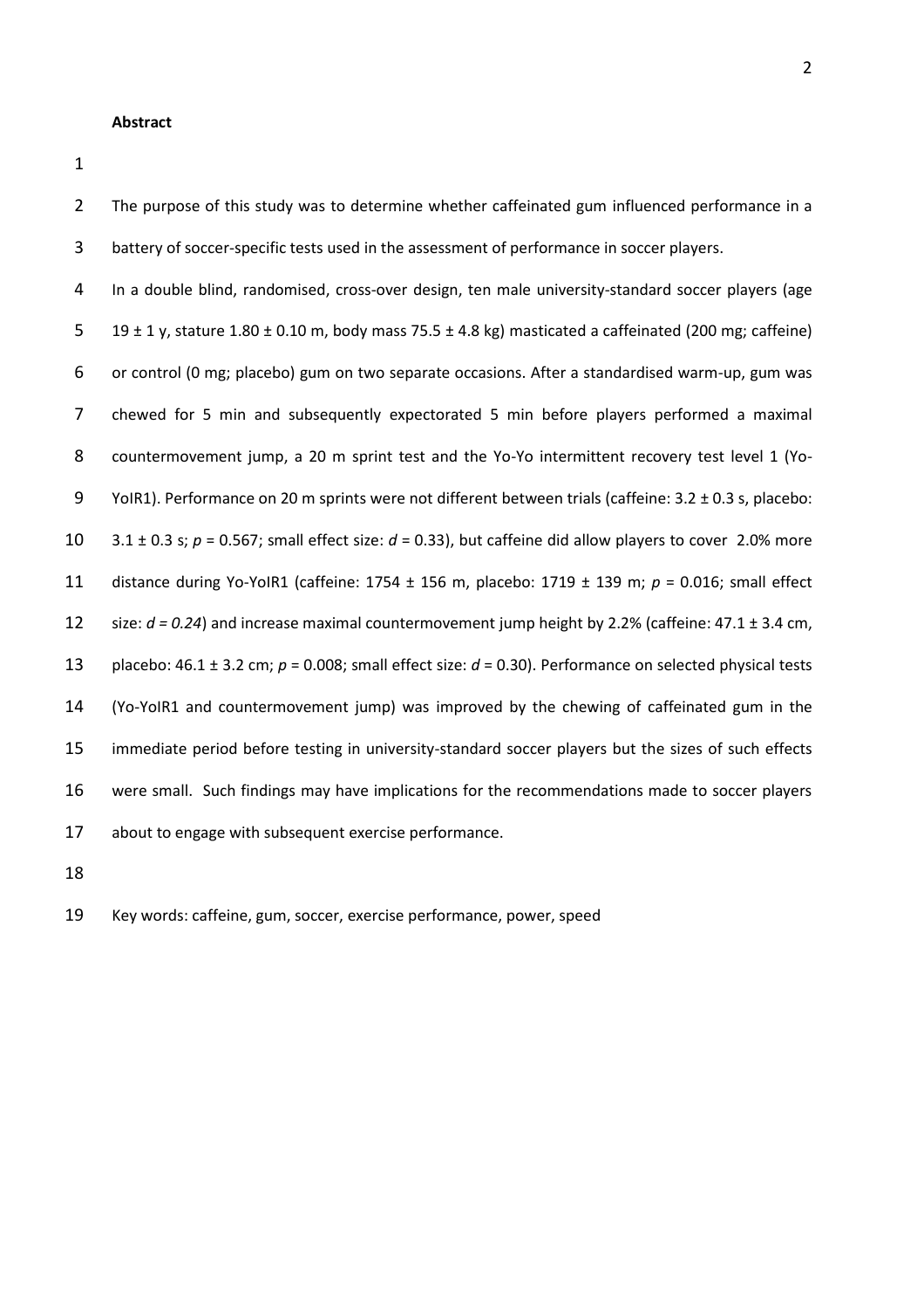**Abstract**

The purpose of this study was to determine whether caffeinated gum influenced performance in a battery of soccer-specific tests used in the assessment of performance in soccer players.

In a double blind, randomised, cross-over design, ten male university-standard soccer players (age 19 ± 1 y, stature 1.80 ± 0.10 m, body mass 75.5 ± 4.8 kg) masticated a caffeinated (200 mg; caffeine) or control (0 mg; placebo) gum on two separate occasions. After a standardised warm-up, gum was chewed for 5 min and subsequently expectorated 5 min before players performed a maximal countermovement jump, a 20 m sprint test and the Yo-Yo intermittent recovery test level 1 (Yo-YoIR1). Performance on 20 m sprints were not different between trials (caffeine: 3.2 ± 0.3 s, placebo: 3.1 ± 0.3 s; $p$ = 0.567; small effect size: $d$ = 0.33), but caffeine did allow players to cover 2.0% more distance during Yo-YoIR1 (caffeine: 1754 ± 156 m, placebo: 1719 ± 139 m; $p$ = 0.016; small effect size: $d = 0.24$) and increase maximal countermovement jump height by 2.2% (caffeine: 47.1 ± 3.4 cm, placebo: 46.1 ± 3.2 cm; $p$ = 0.008; small effect size: $d$ = 0.30). Performance on selected physical tests (Yo-YoIR1 and countermovement jump) was improved by the chewing of caffeinated gum in the immediate period before testing in university-standard soccer players but the sizes of such effects were small. Such findings may have implications for the recommendations made to soccer players about to engage with subsequent exercise performance.

Key words: caffeine, gum, soccer, exercise performance, power, speed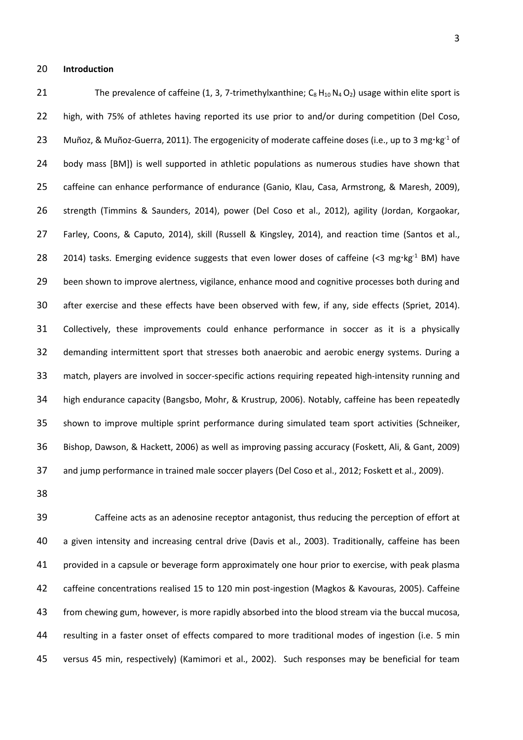**Introduction**

The prevalence of caffeine (1, 3, 7-trimethylxanthine; $C_8H_{10}N_4O_2$) usage within elite sport is high, with 75% of athletes having reported its use prior to and/or during competition (Del Coso, Muñoz, & Muñoz-Guerra, 2011). The ergogenicity of moderate caffeine doses (i.e., up to 3 $mg \cdot kg^{-1}$ of body mass [BM]) is well supported in athletic populations as numerous studies have shown that caffeine can enhance performance of endurance (Ganio, Klau, Casa, Armstrong, & Maresh, 2009), strength (Timmins & Saunders, 2014), power (Del Coso et al., 2012), agility (Jordan, Korgaokar, Farley, Coons, & Caputo, 2014), skill (Russell & Kingsley, 2014), and reaction time (Santos et al., 2014) tasks. Emerging evidence suggests that even lower doses of caffeine (<3 $mg \cdot kg^{-1}$ BM) have been shown to improve alertness, vigilance, enhance mood and cognitive processes both during and after exercise and these effects have been observed with few, if any, side effects (Spriet, 2014). Collectively, these improvements could enhance performance in soccer as it is a physically demanding intermittent sport that stresses both anaerobic and aerobic energy systems. During a match, players are involved in soccer-specific actions requiring repeated high-intensity running and high endurance capacity (Bangsbo, Mohr, & Krustrup, 2006). Notably, caffeine has been repeatedly shown to improve multiple sprint performance during simulated team sport activities (Schneiker, Bishop, Dawson, & Hackett, 2006) as well as improving passing accuracy (Foskett, Ali, & Gant, 2009) and jump performance in trained male soccer players (Del Coso et al., 2012; Foskett et al., 2009).

Caffeine acts as an adenosine receptor antagonist, thus reducing the perception of effort at a given intensity and increasing central drive (Davis et al., 2003). Traditionally, caffeine has been provided in a capsule or beverage form approximately one hour prior to exercise, with peak plasma caffeine concentrations realised 15 to 120 min post-ingestion (Magkos & Kavouras, 2005). Caffeine from chewing gum, however, is more rapidly absorbed into the blood stream via the buccal mucosa, resulting in a faster onset of effects compared to more traditional modes of ingestion (i.e. 5 min versus 45 min, respectively) (Kamimori et al., 2002). Such responses may be beneficial for team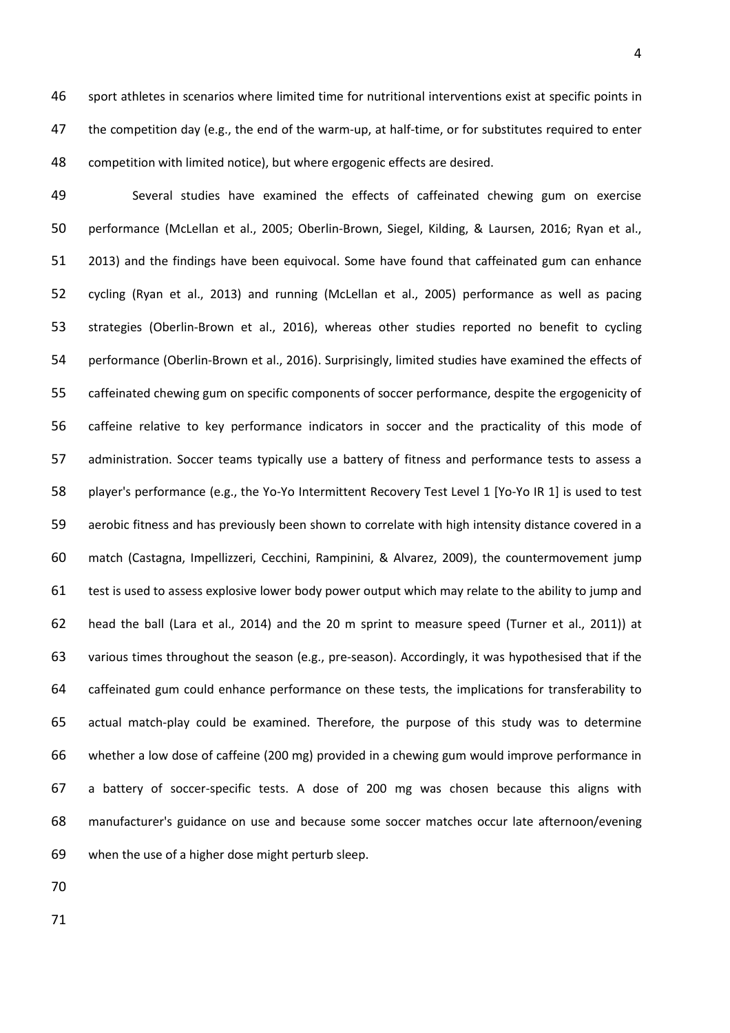sport athletes in scenarios where limited time for nutritional interventions exist at specific points in the competition day (e.g., the end of the warm-up, at half-time, or for substitutes required to enter competition with limited notice), but where ergogenic effects are desired.

Several studies have examined the effects of caffeinated chewing gum on exercise performance (McLellan et al., 2005; Oberlin-Brown, Siegel, Kilding, & Laursen, 2016; Ryan et al., 2013) and the findings have been equivocal. Some have found that caffeinated gum can enhance cycling (Ryan et al., 2013) and running (McLellan et al., 2005) performance as well as pacing strategies (Oberlin-Brown et al., 2016), whereas other studies reported no benefit to cycling performance (Oberlin-Brown et al., 2016). Surprisingly, limited studies have examined the effects of caffeinated chewing gum on specific components of soccer performance, despite the ergogenicity of caffeine relative to key performance indicators in soccer and the practicality of this mode of administration. Soccer teams typically use a battery of fitness and performance tests to assess a player's performance (e.g., the Yo-Yo Intermittent Recovery Test Level 1 [Yo-Yo IR 1] is used to test aerobic fitness and has previously been shown to correlate with high intensity distance covered in a match (Castagna, Impellizzeri, Cecchini, Rampinini, & Alvarez, 2009), the countermovement jump test is used to assess explosive lower body power output which may relate to the ability to jump and head the ball (Lara et al., 2014) and the 20 m sprint to measure speed (Turner et al., 2011)) at various times throughout the season (e.g., pre-season). Accordingly, it was hypothesised that if the caffeinated gum could enhance performance on these tests, the implications for transferability to actual match-play could be examined. Therefore, the purpose of this study was to determine whether a low dose of caffeine (200 mg) provided in a chewing gum would improve performance in a battery of soccer-specific tests. A dose of 200 mg was chosen because this aligns with manufacturer's guidance on use and because some soccer matches occur late afternoon/evening when the use of a higher dose might perturb sleep.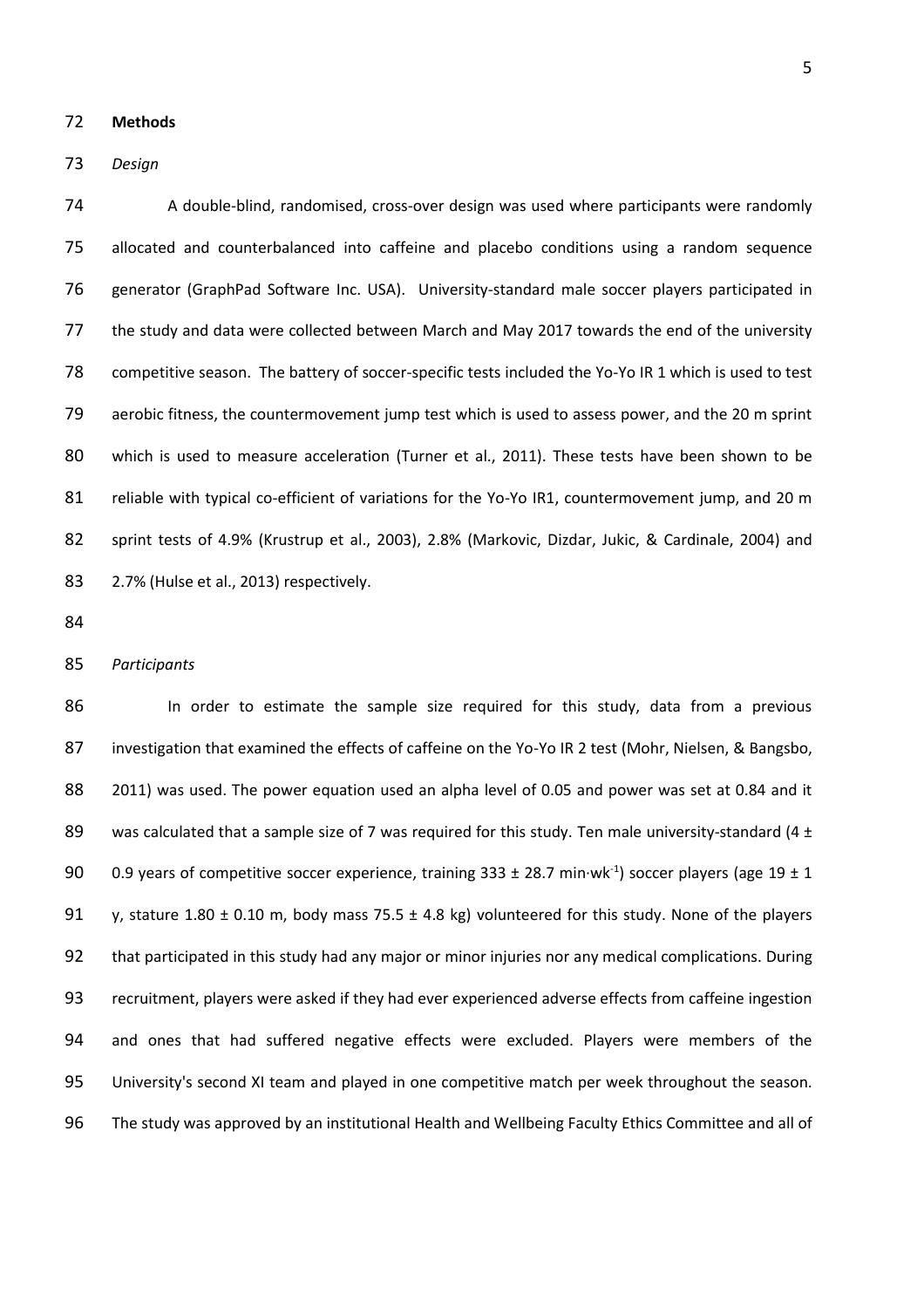**Methods**

*Design*

A double-blind, randomised, cross-over design was used where participants were randomly allocated and counterbalanced into caffeine and placebo conditions using a random sequence generator (GraphPad Software Inc. USA). University-standard male soccer players participated in the study and data were collected between March and May 2017 towards the end of the university competitive season. The battery of soccer-specific tests included the Yo-Yo IR 1 which is used to test aerobic fitness, the countermovement jump test which is used to assess power, and the 20 m sprint which is used to measure acceleration (Turner et al., 2011). These tests have been shown to be reliable with typical co-efficient of variations for the Yo-Yo IR1, countermovement jump, and 20 m sprint tests of 4.9% (Krustrup et al., 2003), 2.8% (Markovic, Dizdar, Jukic, & Cardinale, 2004) and 2.7% (Hulse et al., 2013) respectively.

*Participants*

In order to estimate the sample size required for this study, data from a previous investigation that examined the effects of caffeine on the Yo-Yo IR 2 test (Mohr, Nielsen, & Bangsbo, 2011) was used. The power equation used an alpha level of 0.05 and power was set at 0.84 and it was calculated that a sample size of 7 was required for this study. Ten male university-standard (4 ± 0.9 years of competitive soccer experience, training 333 ± 28.7 min·wk$^{-1}$) soccer players (age 19 ± 1 y, stature 1.80 ± 0.10 m, body mass 75.5 ± 4.8 kg) volunteered for this study. None of the players that participated in this study had any major or minor injuries nor any medical complications. During recruitment, players were asked if they had ever experienced adverse effects from caffeine ingestion and ones that had suffered negative effects were excluded. Players were members of the University's second XI team and played in one competitive match per week throughout the season. The study was approved by an institutional Health and Wellbeing Faculty Ethics Committee and all of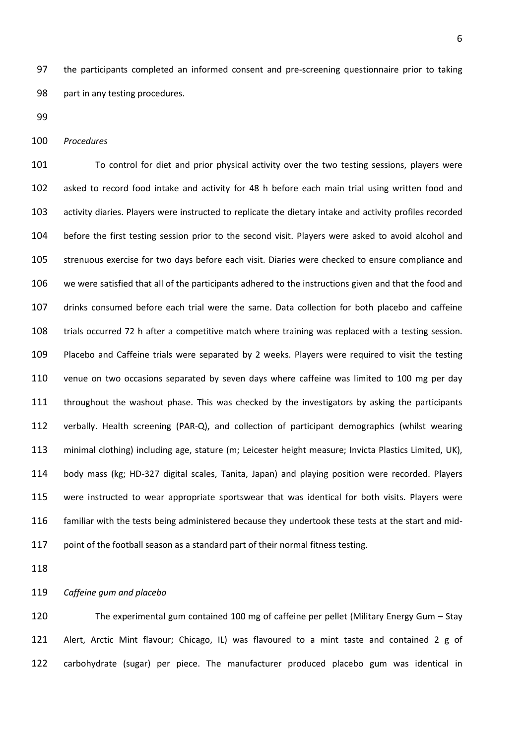the participants completed an informed consent and pre-screening questionnaire prior to taking part in any testing procedures.

*Procedures*

To control for diet and prior physical activity over the two testing sessions, players were asked to record food intake and activity for 48 h before each main trial using written food and activity diaries. Players were instructed to replicate the dietary intake and activity profiles recorded before the first testing session prior to the second visit. Players were asked to avoid alcohol and strenuous exercise for two days before each visit. Diaries were checked to ensure compliance and we were satisfied that all of the participants adhered to the instructions given and that the food and drinks consumed before each trial were the same. Data collection for both placebo and caffeine trials occurred 72 h after a competitive match where training was replaced with a testing session. Placebo and Caffeine trials were separated by 2 weeks. Players were required to visit the testing venue on two occasions separated by seven days where caffeine was limited to 100 mg per day throughout the washout phase. This was checked by the investigators by asking the participants verbally. Health screening (PAR-Q), and collection of participant demographics (whilst wearing minimal clothing) including age, stature (m; Leicester height measure; Invicta Plastics Limited, UK), body mass (kg; HD-327 digital scales, Tanita, Japan) and playing position were recorded. Players were instructed to wear appropriate sportswear that was identical for both visits. Players were familiar with the tests being administered because they undertook these tests at the start and mid-point of the football season as a standard part of their normal fitness testing.

*Caffeine gum and placebo*

The experimental gum contained 100 mg of caffeine per pellet (Military Energy Gum – Stay Alert, Arctic Mint flavour; Chicago, IL) was flavoured to a mint taste and contained 2 g of carbohydrate (sugar) per piece. The manufacturer produced placebo gum was identical in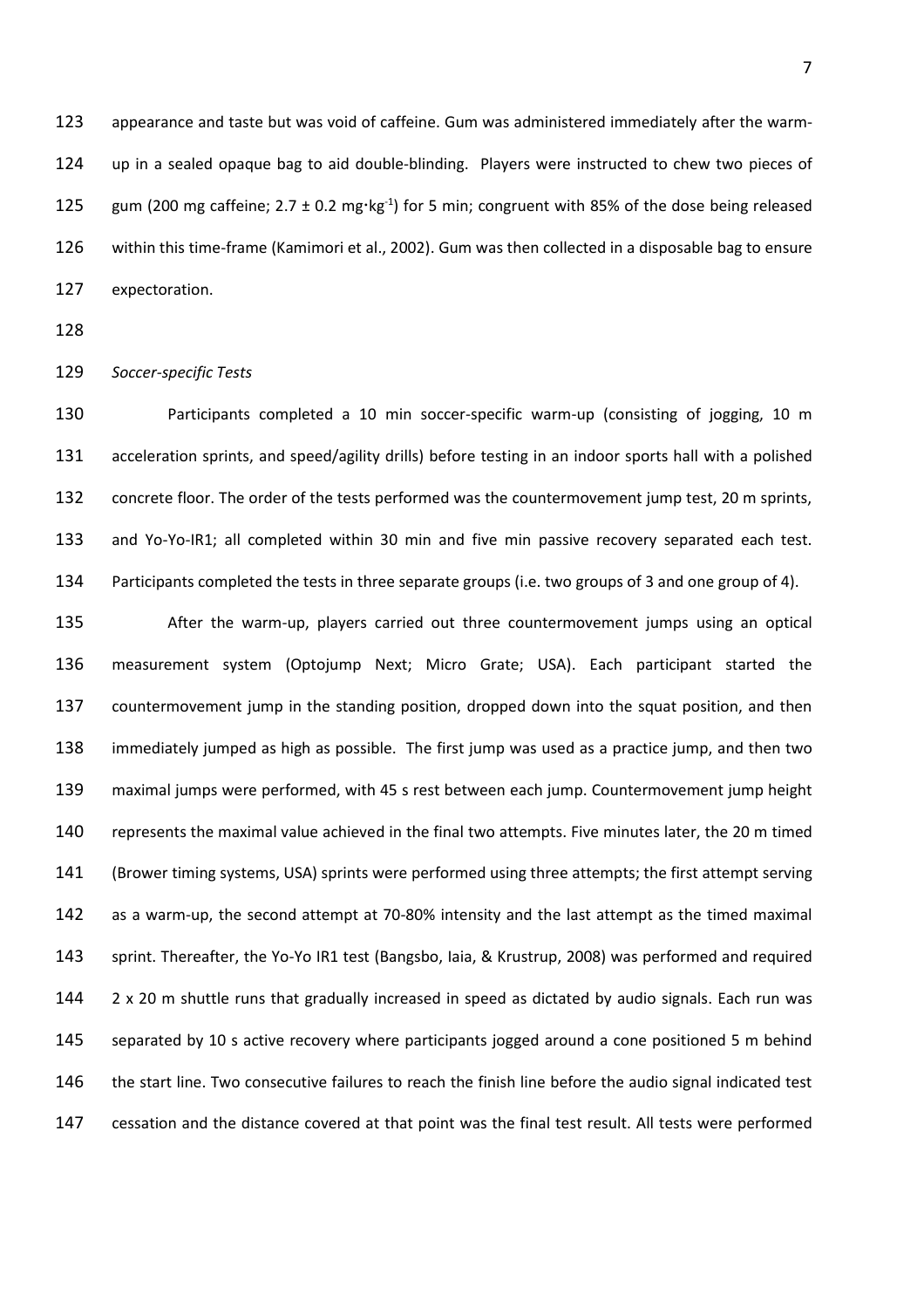appearance and taste but was void of caffeine. Gum was administered immediately after the warm-up in a sealed opaque bag to aid double-blinding. Players were instructed to chew two pieces of gum (200 mg caffeine; 2.7 ± 0.2 $mg \cdot kg^{-1}$) for 5 min; congruent with 85% of the dose being released within this time-frame (Kamimori et al., 2002). Gum was then collected in a disposable bag to ensure expectoration.

*Soccer-specific Tests*

Participants completed a 10 min soccer-specific warm-up (consisting of jogging, 10 m acceleration sprints, and speed/agility drills) before testing in an indoor sports hall with a polished concrete floor. The order of the tests performed was the countermovement jump test, 20 m sprints, and Yo-Yo-IR1; all completed within 30 min and five min passive recovery separated each test. Participants completed the tests in three separate groups (i.e. two groups of 3 and one group of 4).

After the warm-up, players carried out three countermovement jumps using an optical measurement system (Optojump Next; Micro Grate; USA). Each participant started the countermovement jump in the standing position, dropped down into the squat position, and then immediately jumped as high as possible. The first jump was used as a practice jump, and then two maximal jumps were performed, with 45 s rest between each jump. Countermovement jump height represents the maximal value achieved in the final two attempts. Five minutes later, the 20 m timed (Brower timing systems, USA) sprints were performed using three attempts; the first attempt serving as a warm-up, the second attempt at 70-80% intensity and the last attempt as the timed maximal sprint. Thereafter, the Yo-Yo IR1 test (Bangsbo, Iaia, & Krustrup, 2008) was performed and required 2 x 20 m shuttle runs that gradually increased in speed as dictated by audio signals. Each run was separated by 10 s active recovery where participants jogged around a cone positioned 5 m behind the start line. Two consecutive failures to reach the finish line before the audio signal indicated test cessation and the distance covered at that point was the final test result. All tests were performed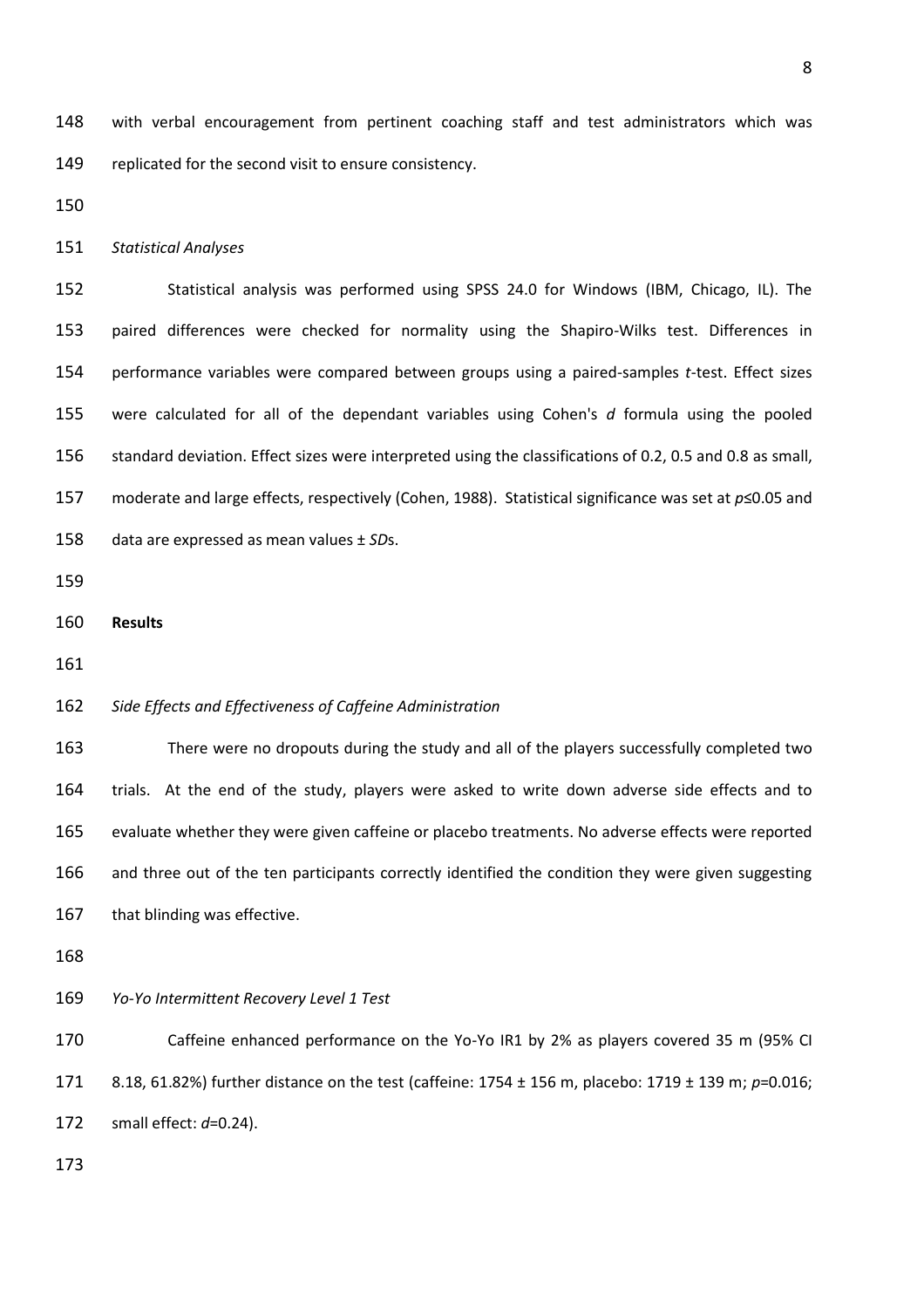with verbal encouragement from pertinent coaching staff and test administrators which was replicated for the second visit to ensure consistency.

*Statistical Analyses*

Statistical analysis was performed using SPSS 24.0 for Windows (IBM, Chicago, IL). The paired differences were checked for normality using the Shapiro-Wilks test. Differences in performance variables were compared between groups using a paired-samples *t*-test. Effect sizes were calculated for all of the dependant variables using Cohen's *d* formula using the pooled standard deviation. Effect sizes were interpreted using the classifications of 0.2, 0.5 and 0.8 as small, moderate and large effects, respectively (Cohen, 1988). Statistical significance was set at $p \leq 0.05$ and data are expressed as mean values ± *SD*s.

**Results**

*Side Effects and Effectiveness of Caffeine Administration*

There were no dropouts during the study and all of the players successfully completed two trials. At the end of the study, players were asked to write down adverse side effects and to evaluate whether they were given caffeine or placebo treatments. No adverse effects were reported and three out of the ten participants correctly identified the condition they were given suggesting that blinding was effective.

*Yo-Yo Intermittent Recovery Level 1 Test*

Caffeine enhanced performance on the Yo-Yo IR1 by 2% as players covered 35 m (95% CI 8.18, 61.82%) further distance on the test (caffeine: 1754 ± 156 m, placebo: 1719 ± 139 m; $p = 0.016$; small effect: $d = 0.24$).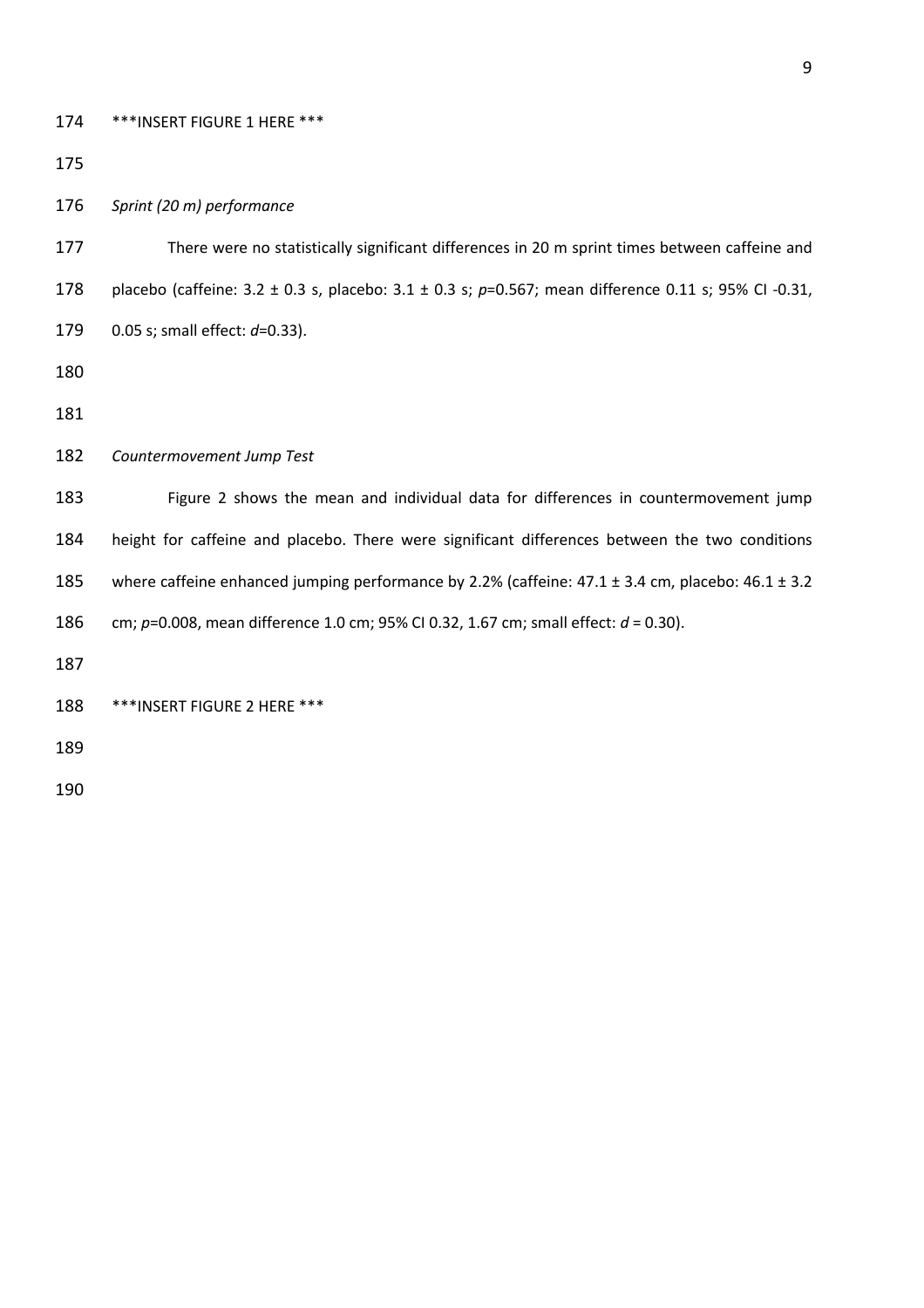***INSERT FIGURE 1 HERE ***

*Sprint (20 m) performance*

There were no statistically significant differences in 20 m sprint times between caffeine and placebo (caffeine: 3.2 ± 0.3 s, placebo: 3.1 ± 0.3 s; $p$=0.567; mean difference 0.11 s; 95% CI -0.31, 0.05 s; small effect: $d$=0.33).

*Countermovement Jump Test*

Figure 2 shows the mean and individual data for differences in countermovement jump height for caffeine and placebo. There were significant differences between the two conditions where caffeine enhanced jumping performance by 2.2% (caffeine: 47.1 ± 3.4 cm, placebo: 46.1 ± 3.2 cm; $p$=0.008, mean difference 1.0 cm; 95% CI 0.32, 1.67 cm; small effect: $d$ = 0.30).

***INSERT FIGURE 2 HERE ***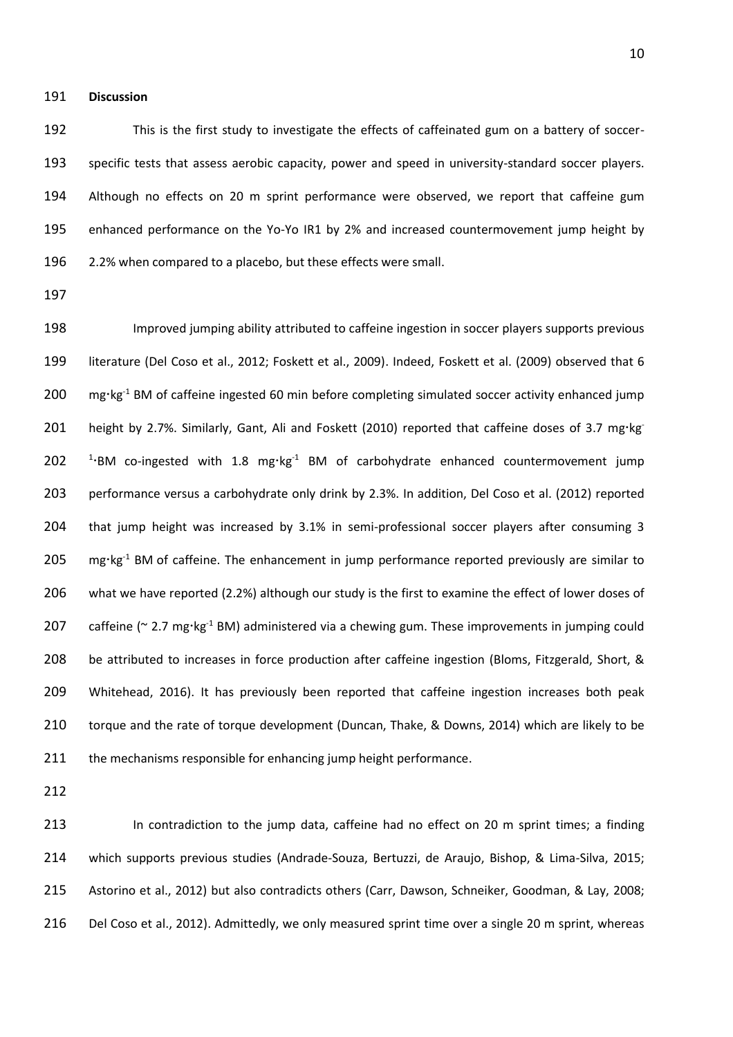**Discussion**

This is the first study to investigate the effects of caffeinated gum on a battery of soccer-specific tests that assess aerobic capacity, power and speed in university-standard soccer players. Although no effects on 20 m sprint performance were observed, we report that caffeine gum enhanced performance on the Yo-Yo IR1 by 2% and increased countermovement jump height by 2.2% when compared to a placebo, but these effects were small.

Improved jumping ability attributed to caffeine ingestion in soccer players supports previous literature (Del Coso et al., 2012; Foskett et al., 2009). Indeed, Foskett et al. (2009) observed that 6 mg·kg$^{-1}$ BM of caffeine ingested 60 min before completing simulated soccer activity enhanced jump height by 2.7%. Similarly, Gant, Ali and Foskett (2010) reported that caffeine doses of 3.7 mg·kg$^{-1}$·BM co-ingested with 1.8 mg·kg$^{-1}$ BM of carbohydrate enhanced countermovement jump performance versus a carbohydrate only drink by 2.3%. In addition, Del Coso et al. (2012) reported that jump height was increased by 3.1% in semi-professional soccer players after consuming 3 mg·kg$^{-1}$ BM of caffeine. The enhancement in jump performance reported previously are similar to what we have reported (2.2%) although our study is the first to examine the effect of lower doses of caffeine (~ 2.7 mg·kg$^{-1}$ BM) administered via a chewing gum. These improvements in jumping could be attributed to increases in force production after caffeine ingestion (Bloms, Fitzgerald, Short, & Whitehead, 2016). It has previously been reported that caffeine ingestion increases both peak torque and the rate of torque development (Duncan, Thake, & Downs, 2014) which are likely to be the mechanisms responsible for enhancing jump height performance.

In contradiction to the jump data, caffeine had no effect on 20 m sprint times; a finding which supports previous studies (Andrade-Souza, Bertuzzi, de Araujo, Bishop, & Lima-Silva, 2015; Astorino et al., 2012) but also contradicts others (Carr, Dawson, Schneiker, Goodman, & Lay, 2008; Del Coso et al., 2012). Admittedly, we only measured sprint time over a single 20 m sprint, whereas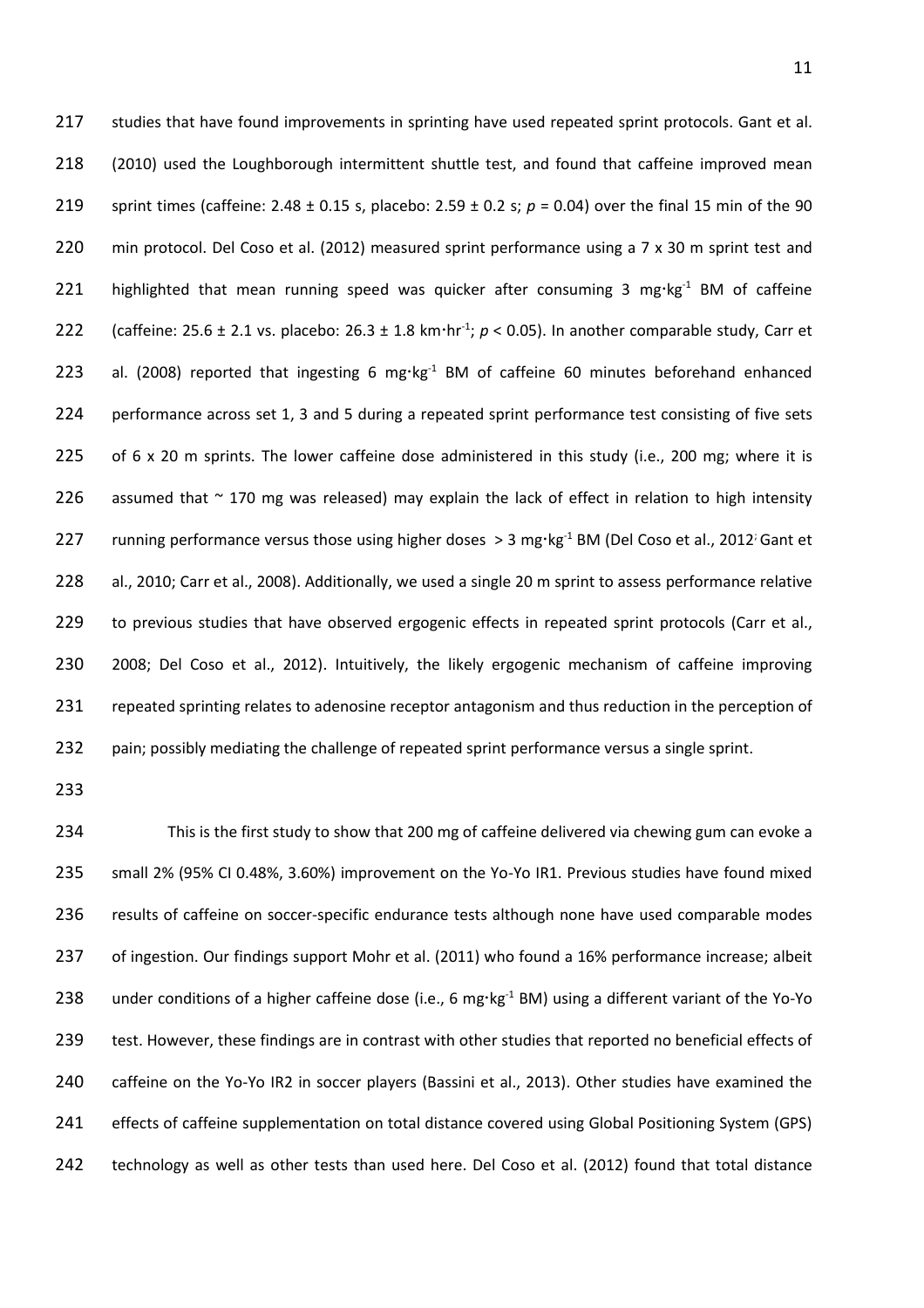studies that have found improvements in sprinting have used repeated sprint protocols. Gant et al. (2010) used the Loughborough intermittent shuttle test, and found that caffeine improved mean sprint times (caffeine: 2.48 ± 0.15 s, placebo: 2.59 ± 0.2 s; $p = 0.04$) over the final 15 min of the 90 min protocol. Del Coso et al. (2012) measured sprint performance using a 7 x 30 m sprint test and highlighted that mean running speed was quicker after consuming 3 $mg \cdot kg^{-1}$ BM of caffeine (caffeine: 25.6 ± 2.1 vs. placebo: 26.3 ± 1.8 $km \cdot hr^{-1}$; $p < 0.05$). In another comparable study, Carr et al. (2008) reported that ingesting 6 $mg \cdot kg^{-1}$ BM of caffeine 60 minutes beforehand enhanced performance across set 1, 3 and 5 during a repeated sprint performance test consisting of five sets of 6 x 20 m sprints. The lower caffeine dose administered in this study (i.e., 200 mg; where it is assumed that ~ 170 mg was released) may explain the lack of effect in relation to high intensity running performance versus those using higher doses > 3 $mg \cdot kg^{-1}$ BM (Del Coso et al., 2012; Gant et al., 2010; Carr et al., 2008). Additionally, we used a single 20 m sprint to assess performance relative to previous studies that have observed ergogenic effects in repeated sprint protocols (Carr et al., 2008; Del Coso et al., 2012). Intuitively, the likely ergogenic mechanism of caffeine improving repeated sprinting relates to adenosine receptor antagonism and thus reduction in the perception of pain; possibly mediating the challenge of repeated sprint performance versus a single sprint.

This is the first study to show that 200 mg of caffeine delivered via chewing gum can evoke a small 2% (95% CI 0.48%, 3.60%) improvement on the Yo-Yo IR1. Previous studies have found mixed results of caffeine on soccer-specific endurance tests although none have used comparable modes of ingestion. Our findings support Mohr et al. (2011) who found a 16% performance increase; albeit under conditions of a higher caffeine dose (i.e., 6 $mg \cdot kg^{-1}$ BM) using a different variant of the Yo-Yo test. However, these findings are in contrast with other studies that reported no beneficial effects of caffeine on the Yo-Yo IR2 in soccer players (Bassini et al., 2013). Other studies have examined the effects of caffeine supplementation on total distance covered using Global Positioning System (GPS) technology as well as other tests than used here. Del Coso et al. (2012) found that total distance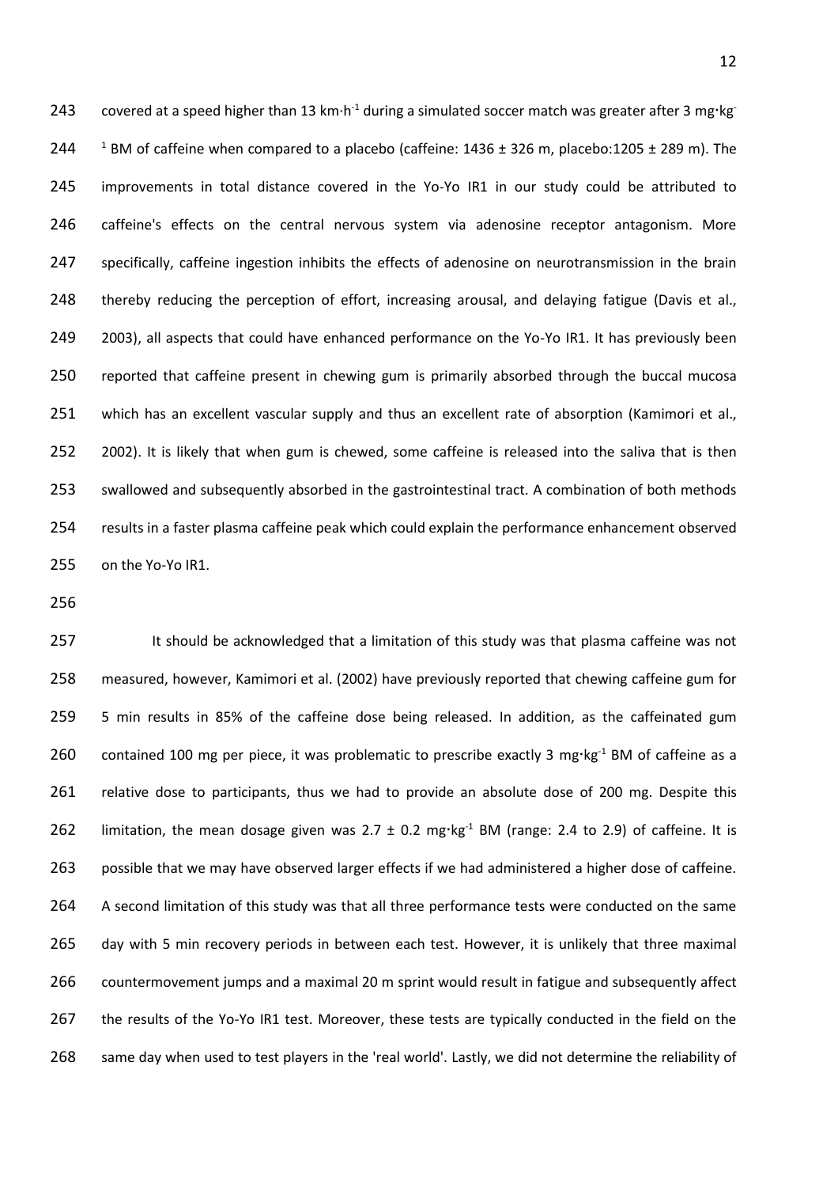covered at a speed higher than 13 km·h$^{-1}$ during a simulated soccer match was greater after 3 mg·kg$^{-1}$ BM of caffeine when compared to a placebo (caffeine: 1436 ± 326 m, placebo:1205 ± 289 m). The improvements in total distance covered in the Yo-Yo IR1 in our study could be attributed to caffeine's effects on the central nervous system via adenosine receptor antagonism. More specifically, caffeine ingestion inhibits the effects of adenosine on neurotransmission in the brain thereby reducing the perception of effort, increasing arousal, and delaying fatigue (Davis et al., 2003), all aspects that could have enhanced performance on the Yo-Yo IR1. It has previously been reported that caffeine present in chewing gum is primarily absorbed through the buccal mucosa which has an excellent vascular supply and thus an excellent rate of absorption (Kamimori et al., 2002). It is likely that when gum is chewed, some caffeine is released into the saliva that is then swallowed and subsequently absorbed in the gastrointestinal tract. A combination of both methods results in a faster plasma caffeine peak which could explain the performance enhancement observed on the Yo-Yo IR1.

It should be acknowledged that a limitation of this study was that plasma caffeine was not measured, however, Kamimori et al. (2002) have previously reported that chewing caffeine gum for 5 min results in 85% of the caffeine dose being released. In addition, as the caffeinated gum contained 100 mg per piece, it was problematic to prescribe exactly 3 mg·kg$^{-1}$ BM of caffeine as a relative dose to participants, thus we had to provide an absolute dose of 200 mg. Despite this limitation, the mean dosage given was 2.7 ± 0.2 mg·kg$^{-1}$ BM (range: 2.4 to 2.9) of caffeine. It is possible that we may have observed larger effects if we had administered a higher dose of caffeine. A second limitation of this study was that all three performance tests were conducted on the same day with 5 min recovery periods in between each test. However, it is unlikely that three maximal countermovement jumps and a maximal 20 m sprint would result in fatigue and subsequently affect the results of the Yo-Yo IR1 test. Moreover, these tests are typically conducted in the field on the same day when used to test players in the 'real world'. Lastly, we did not determine the reliability of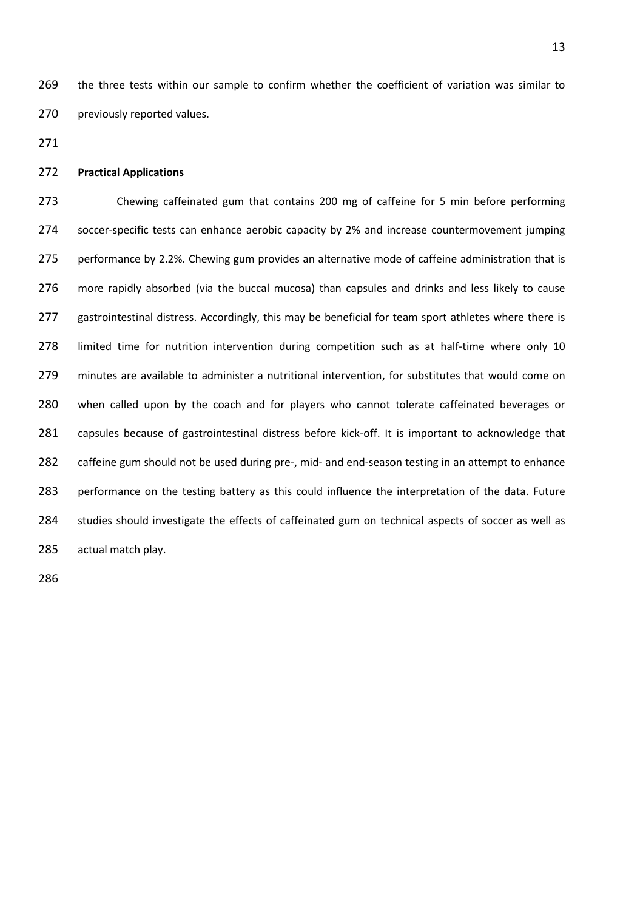the three tests within our sample to confirm whether the coefficient of variation was similar to previously reported values.

**Practical Applications**

Chewing caffeinated gum that contains 200 mg of caffeine for 5 min before performing soccer-specific tests can enhance aerobic capacity by 2% and increase countermovement jumping performance by 2.2%. Chewing gum provides an alternative mode of caffeine administration that is more rapidly absorbed (via the buccal mucosa) than capsules and drinks and less likely to cause gastrointestinal distress. Accordingly, this may be beneficial for team sport athletes where there is limited time for nutrition intervention during competition such as at half-time where only 10 minutes are available to administer a nutritional intervention, for substitutes that would come on when called upon by the coach and for players who cannot tolerate caffeinated beverages or capsules because of gastrointestinal distress before kick-off. It is important to acknowledge that caffeine gum should not be used during pre-, mid- and end-season testing in an attempt to enhance performance on the testing battery as this could influence the interpretation of the data. Future studies should investigate the effects of caffeinated gum on technical aspects of soccer as well as actual match play.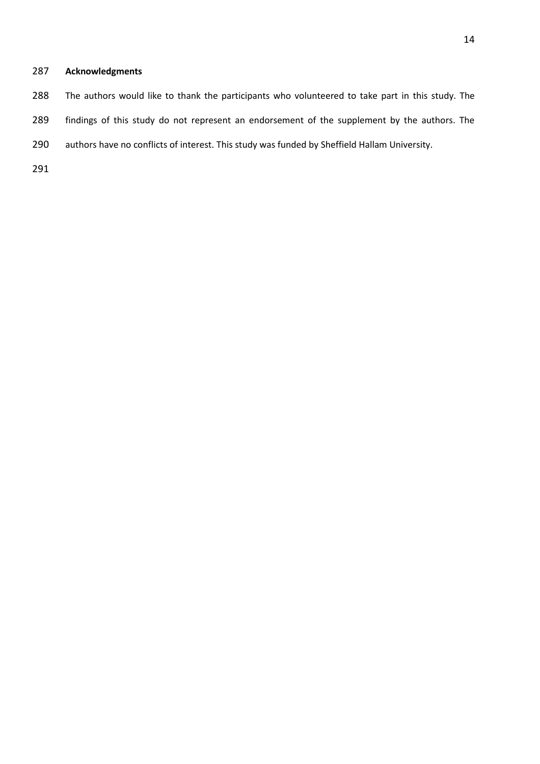## Acknowledgments

The authors would like to thank the participants who volunteered to take part in this study. The findings of this study do not represent an endorsement of the supplement by the authors. The authors have no conflicts of interest. This study was funded by Sheffield Hallam University.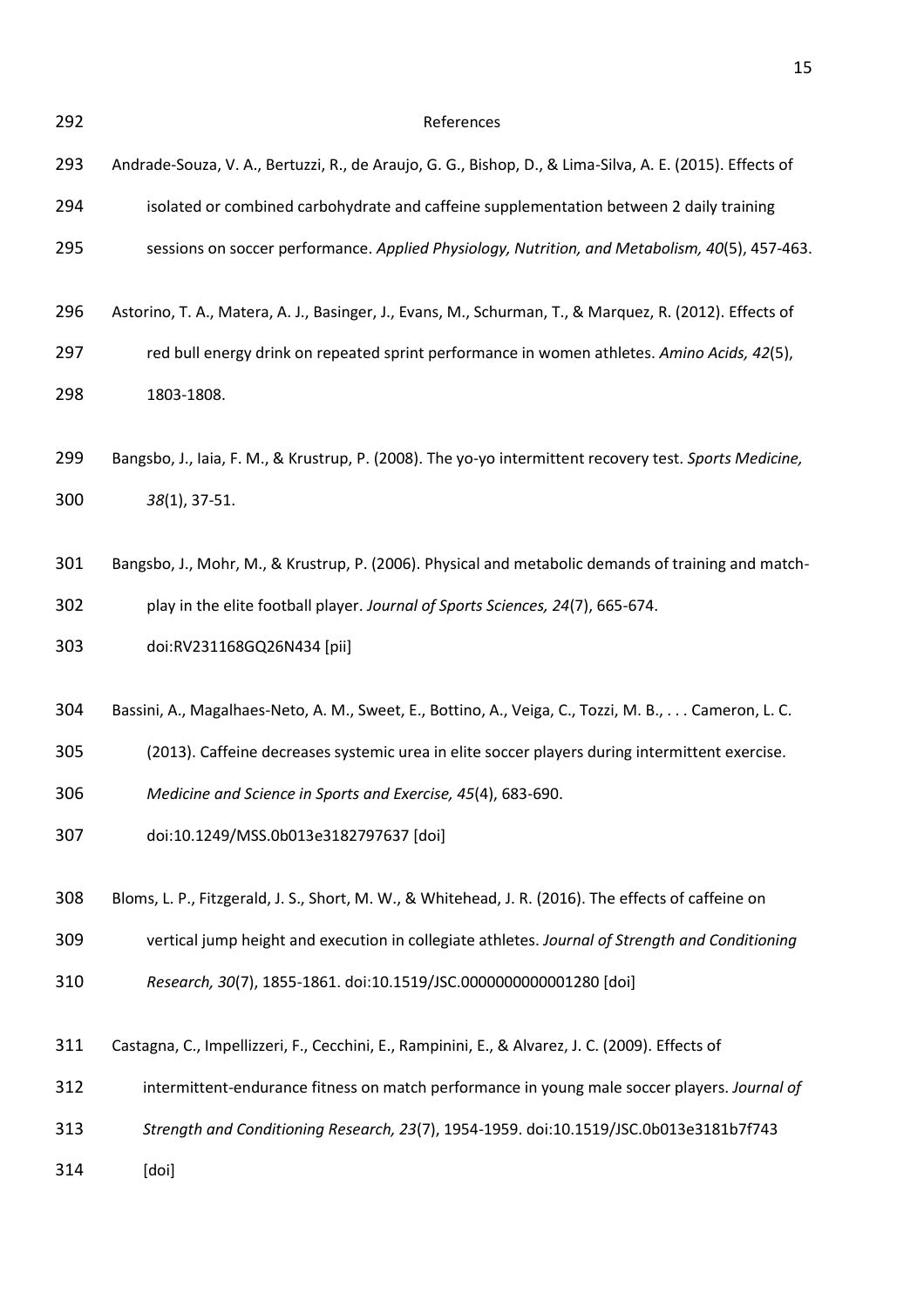# References

Andrade-Souza, V. A., Bertuzzi, R., de Araujo, G. G., Bishop, D., & Lima-Silva, A. E. (2015). Effects of isolated or combined carbohydrate and caffeine supplementation between 2 daily training sessions on soccer performance. *Applied Physiology, Nutrition, and Metabolism, 40*(5), 457-463.

Astorino, T. A., Matera, A. J., Basinger, J., Evans, M., Schurman, T., & Marquez, R. (2012). Effects of red bull energy drink on repeated sprint performance in women athletes. *Amino Acids, 42*(5), 1803-1808.

Bangsbo, J., Iaia, F. M., & Krustrup, P. (2008). The yo-yo intermittent recovery test. *Sports Medicine, 38*(1), 37-51.

Bangsbo, J., Mohr, M., & Krustrup, P. (2006). Physical and metabolic demands of training and match-play in the elite football player. *Journal of Sports Sciences, 24*(7), 665-674. doi:RV231168GQ26N434 [pii]

Bassini, A., Magalhaes-Neto, A. M., Sweet, E., Bottino, A., Veiga, C., Tozzi, M. B., . . . Cameron, L. C. (2013). Caffeine decreases systemic urea in elite soccer players during intermittent exercise. *Medicine and Science in Sports and Exercise, 45*(4), 683-690. doi:10.1249/MSS.0b013e3182797637 [doi]

Bloms, L. P., Fitzgerald, J. S., Short, M. W., & Whitehead, J. R. (2016). The effects of caffeine on vertical jump height and execution in collegiate athletes. *Journal of Strength and Conditioning Research, 30*(7), 1855-1861. doi:10.1519/JSC.0000000000001280 [doi]

Castagna, C., Impellizzeri, F., Cecchini, E., Rampinini, E., & Alvarez, J. C. (2009). Effects of intermittent-endurance fitness on match performance in young male soccer players. *Journal of Strength and Conditioning Research, 23*(7), 1954-1959. doi:10.1519/JSC.0b013e3181b7f743 [doi]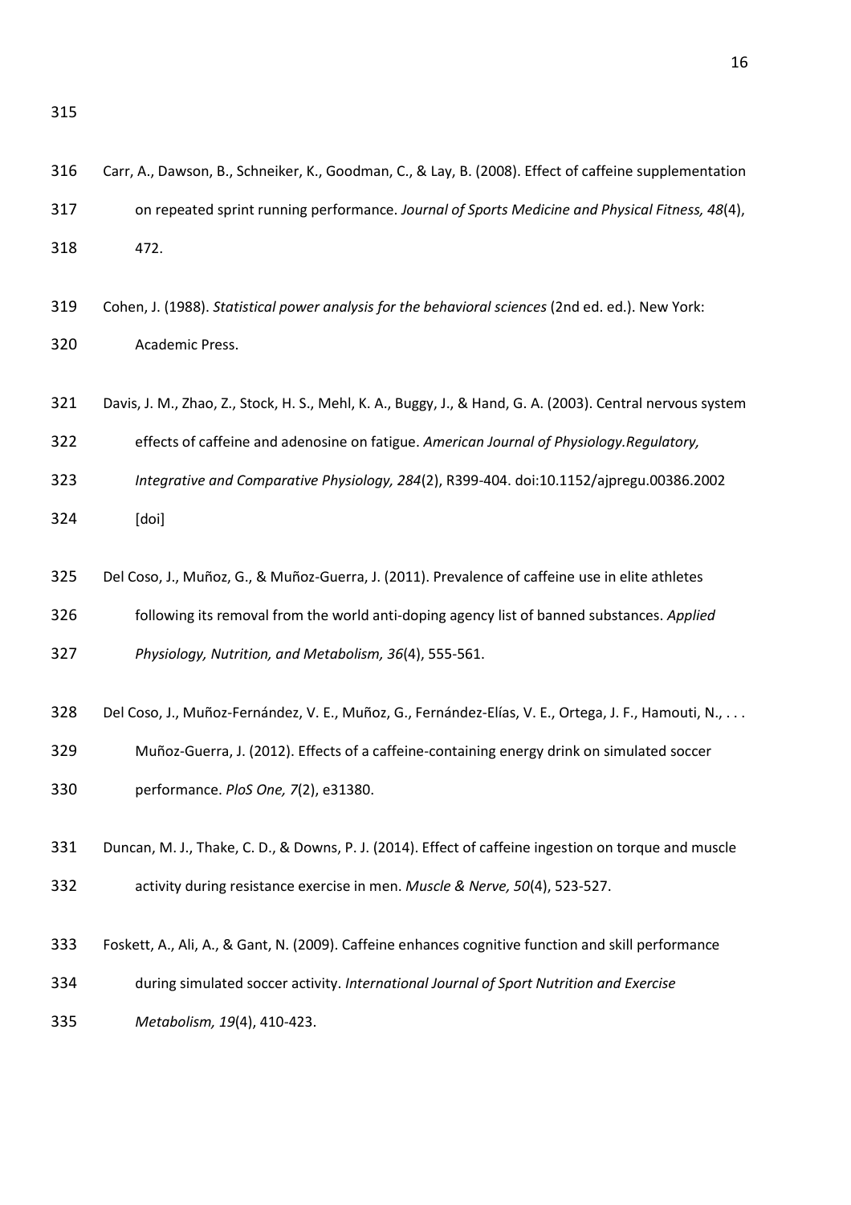Carr, A., Dawson, B., Schneiker, K., Goodman, C., & Lay, B. (2008). Effect of caffeine supplementation on repeated sprint running performance. *Journal of Sports Medicine and Physical Fitness, 48*(4), 472.

Cohen, J. (1988). *Statistical power analysis for the behavioral sciences* (2nd ed. ed.). New York: Academic Press.

Davis, J. M., Zhao, Z., Stock, H. S., Mehl, K. A., Buggy, J., & Hand, G. A. (2003). Central nervous system effects of caffeine and adenosine on fatigue. *American Journal of Physiology.Regulatory, Integrative and Comparative Physiology, 284*(2), R399-404. doi:10.1152/ajpregu.00386.2002 [doi]

Del Coso, J., Muñoz, G., & Muñoz-Guerra, J. (2011). Prevalence of caffeine use in elite athletes following its removal from the world anti-doping agency list of banned substances. *Applied Physiology, Nutrition, and Metabolism, 36*(4), 555-561.

Del Coso, J., Muñoz-Fernández, V. E., Muñoz, G., Fernández-Elías, V. E., Ortega, J. F., Hamouti, N., . . . Muñoz-Guerra, J. (2012). Effects of a caffeine-containing energy drink on simulated soccer performance. *PloS One, 7*(2), e31380.

Duncan, M. J., Thake, C. D., & Downs, P. J. (2014). Effect of caffeine ingestion on torque and muscle activity during resistance exercise in men. *Muscle & Nerve, 50*(4), 523-527.

Foskett, A., Ali, A., & Gant, N. (2009). Caffeine enhances cognitive function and skill performance during simulated soccer activity. *International Journal of Sport Nutrition and Exercise Metabolism, 19*(4), 410-423.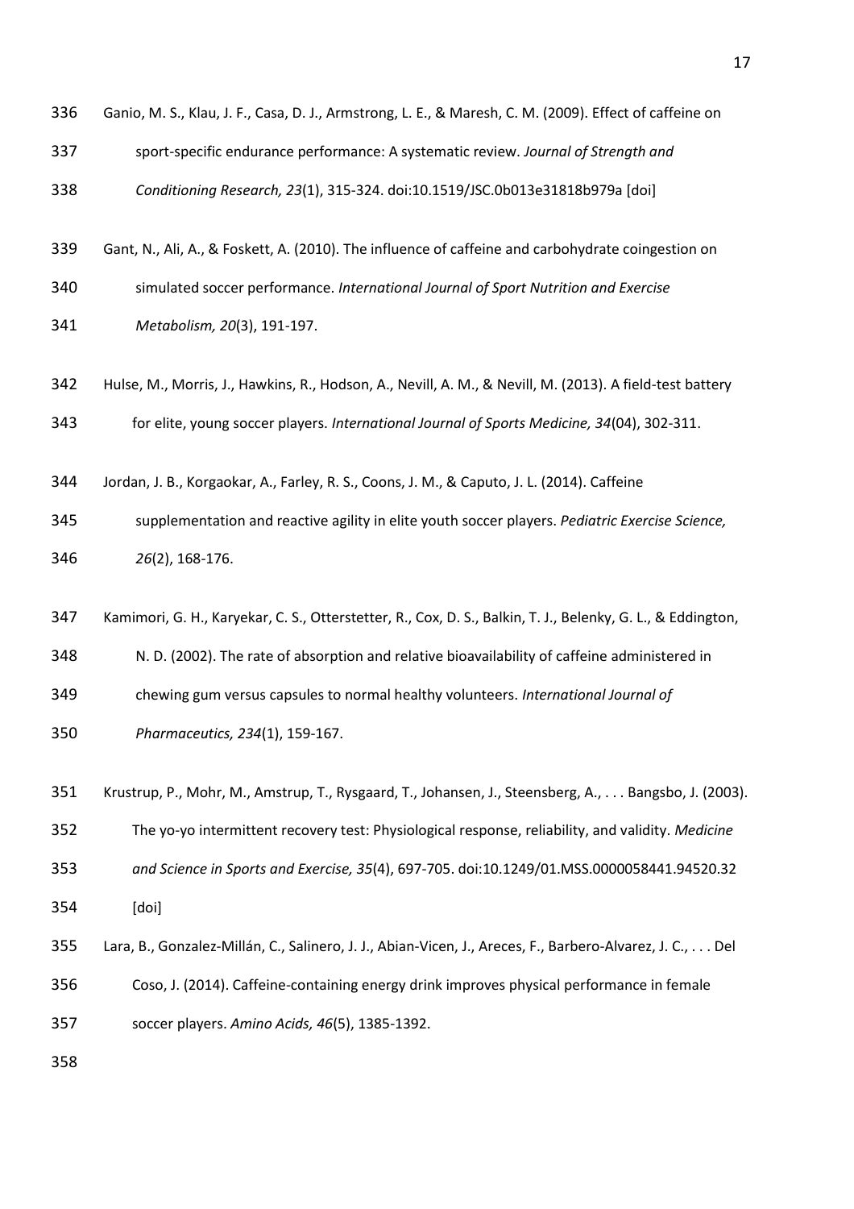Ganio, M. S., Klau, J. F., Casa, D. J., Armstrong, L. E., & Maresh, C. M. (2009). Effect of caffeine on sport-specific endurance performance: A systematic review. *Journal of Strength and Conditioning Research, 23*(1), 315-324. doi:10.1519/JSC.0b013e31818b979a [doi]

Gant, N., Ali, A., & Foskett, A. (2010). The influence of caffeine and carbohydrate coingestion on simulated soccer performance. *International Journal of Sport Nutrition and Exercise Metabolism, 20*(3), 191-197.

Hulse, M., Morris, J., Hawkins, R., Hodson, A., Nevill, A. M., & Nevill, M. (2013). A field-test battery for elite, young soccer players. *International Journal of Sports Medicine, 34*(04), 302-311.

Jordan, J. B., Korgaokar, A., Farley, R. S., Coons, J. M., & Caputo, J. L. (2014). Caffeine supplementation and reactive agility in elite youth soccer players. *Pediatric Exercise Science, 26*(2), 168-176.

Kamimori, G. H., Karyekar, C. S., Otterstetter, R., Cox, D. S., Balkin, T. J., Belenky, G. L., & Eddington, N. D. (2002). The rate of absorption and relative bioavailability of caffeine administered in chewing gum versus capsules to normal healthy volunteers. *International Journal of Pharmaceutics, 234*(1), 159-167.

Krustrup, P., Mohr, M., Amstrup, T., Rysgaard, T., Johansen, J., Steensberg, A., . . . Bangsbo, J. (2003). The yo-yo intermittent recovery test: Physiological response, reliability, and validity. *Medicine and Science in Sports and Exercise, 35*(4), 697-705. doi:10.1249/01.MSS.0000058441.94520.32 [doi]

Lara, B., Gonzalez-Millán, C., Salinero, J. J., Abian-Vicen, J., Areces, F., Barbero-Alvarez, J. C., . . . Del Coso, J. (2014). Caffeine-containing energy drink improves physical performance in female soccer players. *Amino Acids, 46*(5), 1385-1392.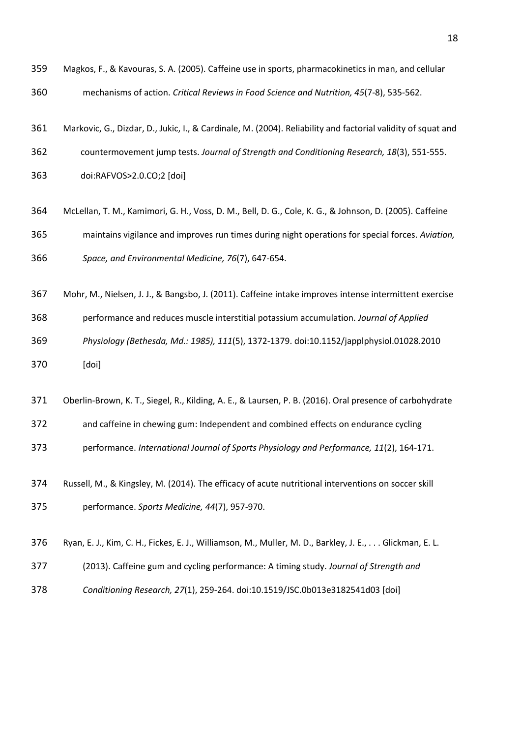Magkos, F., & Kavouras, S. A. (2005). Caffeine use in sports, pharmacokinetics in man, and cellular mechanisms of action. *Critical Reviews in Food Science and Nutrition, 45*(7-8), 535-562.

Markovic, G., Dizdar, D., Jukic, I., & Cardinale, M. (2004). Reliability and factorial validity of squat and countermovement jump tests. *Journal of Strength and Conditioning Research, 18*(3), 551-555. doi:RAFVOS>2.0.CO;2 [doi]

McLellan, T. M., Kamimori, G. H., Voss, D. M., Bell, D. G., Cole, K. G., & Johnson, D. (2005). Caffeine maintains vigilance and improves run times during night operations for special forces. *Aviation, Space, and Environmental Medicine, 76*(7), 647-654.

Mohr, M., Nielsen, J. J., & Bangsbo, J. (2011). Caffeine intake improves intense intermittent exercise performance and reduces muscle interstitial potassium accumulation. *Journal of Applied Physiology (Bethesda, Md.: 1985), 111*(5), 1372-1379. doi:10.1152/japplphysiol.01028.2010 [doi]

Oberlin-Brown, K. T., Siegel, R., Kilding, A. E., & Laursen, P. B. (2016). Oral presence of carbohydrate and caffeine in chewing gum: Independent and combined effects on endurance cycling performance. *International Journal of Sports Physiology and Performance, 11*(2), 164-171.

Russell, M., & Kingsley, M. (2014). The efficacy of acute nutritional interventions on soccer skill performance. *Sports Medicine, 44*(7), 957-970.

Ryan, E. J., Kim, C. H., Fickes, E. J., Williamson, M., Muller, M. D., Barkley, J. E., . . . Glickman, E. L. (2013). Caffeine gum and cycling performance: A timing study. *Journal of Strength and Conditioning Research, 27*(1), 259-264. doi:10.1519/JSC.0b013e3182541d03 [doi]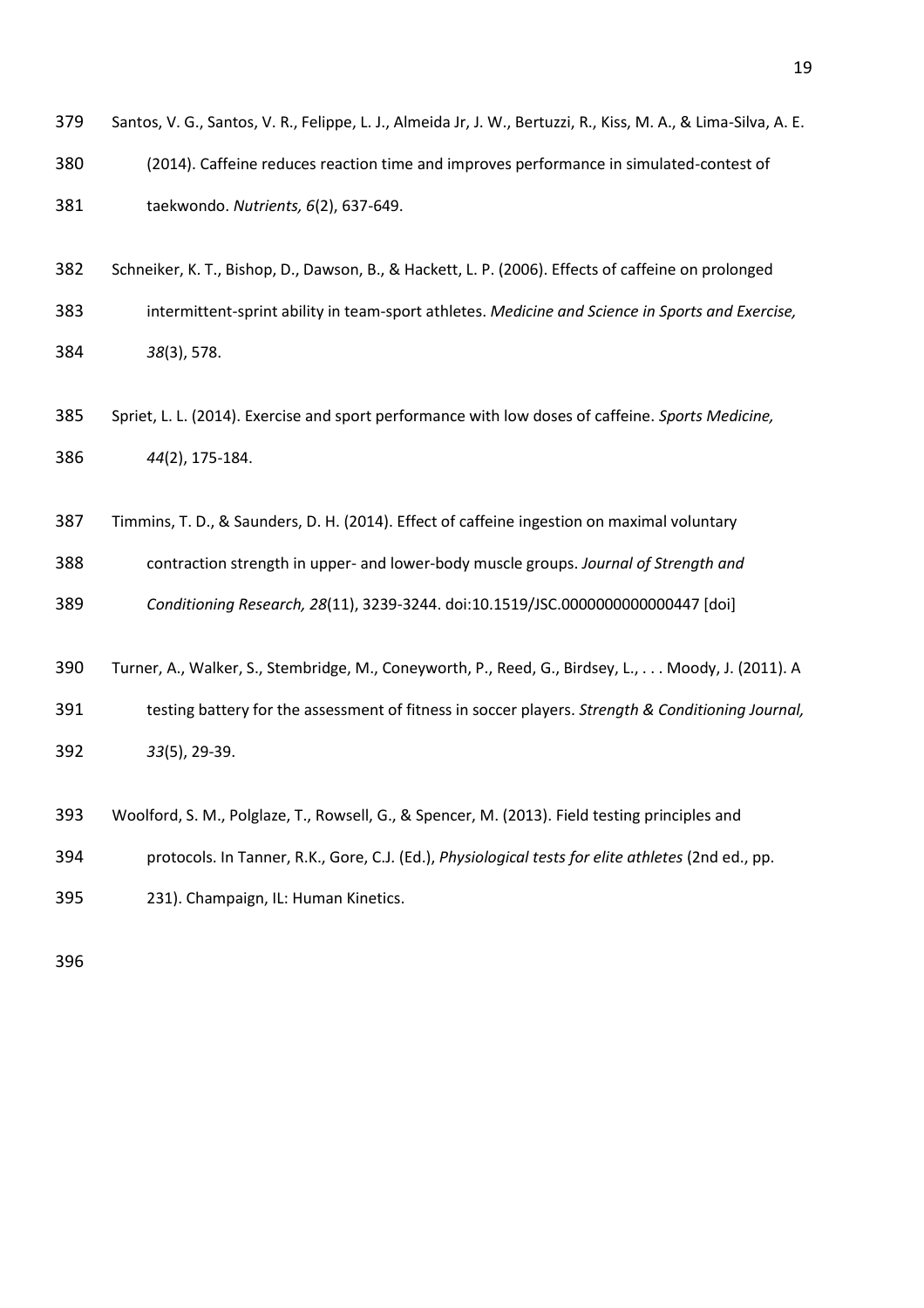Santos, V. G., Santos, V. R., Felippe, L. J., Almeida Jr, J. W., Bertuzzi, R., Kiss, M. A., & Lima-Silva, A. E. (2014). Caffeine reduces reaction time and improves performance in simulated-contest of taekwondo. *Nutrients, 6*(2), 637-649.

Schneiker, K. T., Bishop, D., Dawson, B., & Hackett, L. P. (2006). Effects of caffeine on prolonged intermittent-sprint ability in team-sport athletes. *Medicine and Science in Sports and Exercise, 38*(3), 578.

Spriet, L. L. (2014). Exercise and sport performance with low doses of caffeine. *Sports Medicine, 44*(2), 175-184.

Timmins, T. D., & Saunders, D. H. (2014). Effect of caffeine ingestion on maximal voluntary contraction strength in upper- and lower-body muscle groups. *Journal of Strength and Conditioning Research, 28*(11), 3239-3244. doi:10.1519/JSC.0000000000000447 [doi]

Turner, A., Walker, S., Stembridge, M., Coneyworth, P., Reed, G., Birdsey, L., . . . Moody, J. (2011). A testing battery for the assessment of fitness in soccer players. *Strength & Conditioning Journal, 33*(5), 29-39.

Woolford, S. M., Polglaze, T., Rowsell, G., & Spencer, M. (2013). Field testing principles and protocols. In Tanner, R.K., Gore, C.J. (Ed.), *Physiological tests for elite athletes* (2nd ed., pp. 231). Champaign, IL: Human Kinetics.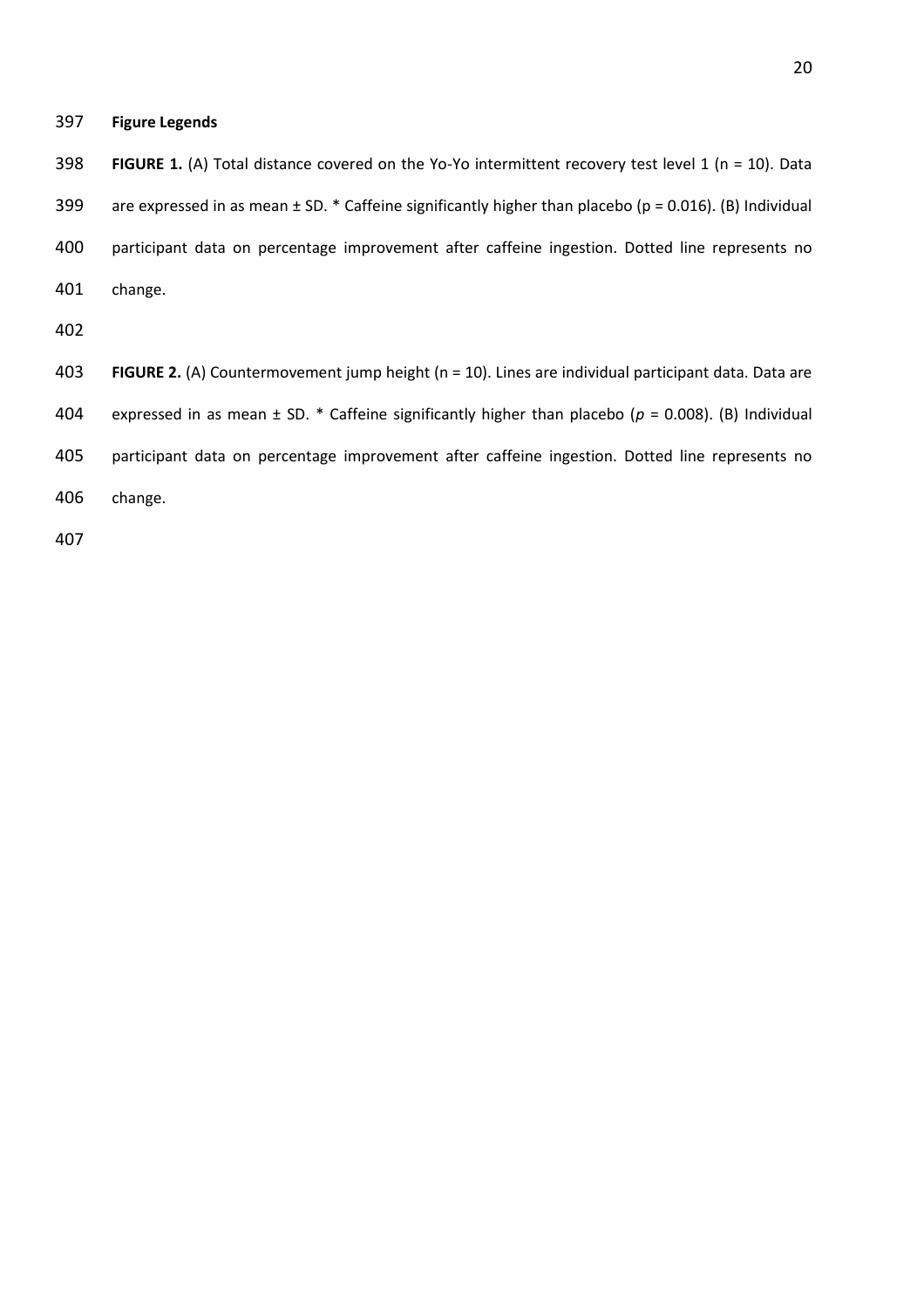**Figure Legends**

**FIGURE 1.** (A) Total distance covered on the Yo-Yo intermittent recovery test level 1 (n = 10). Data are expressed in as mean ± SD. * Caffeine significantly higher than placebo (p = 0.016). (B) Individual participant data on percentage improvement after caffeine ingestion. Dotted line represents no change.

**FIGURE 2.** (A) Countermovement jump height (n = 10). Lines are individual participant data. Data are expressed in as mean ± SD. * Caffeine significantly higher than placebo (*p* = 0.008). (B) Individual participant data on percentage improvement after caffeine ingestion. Dotted line represents no change.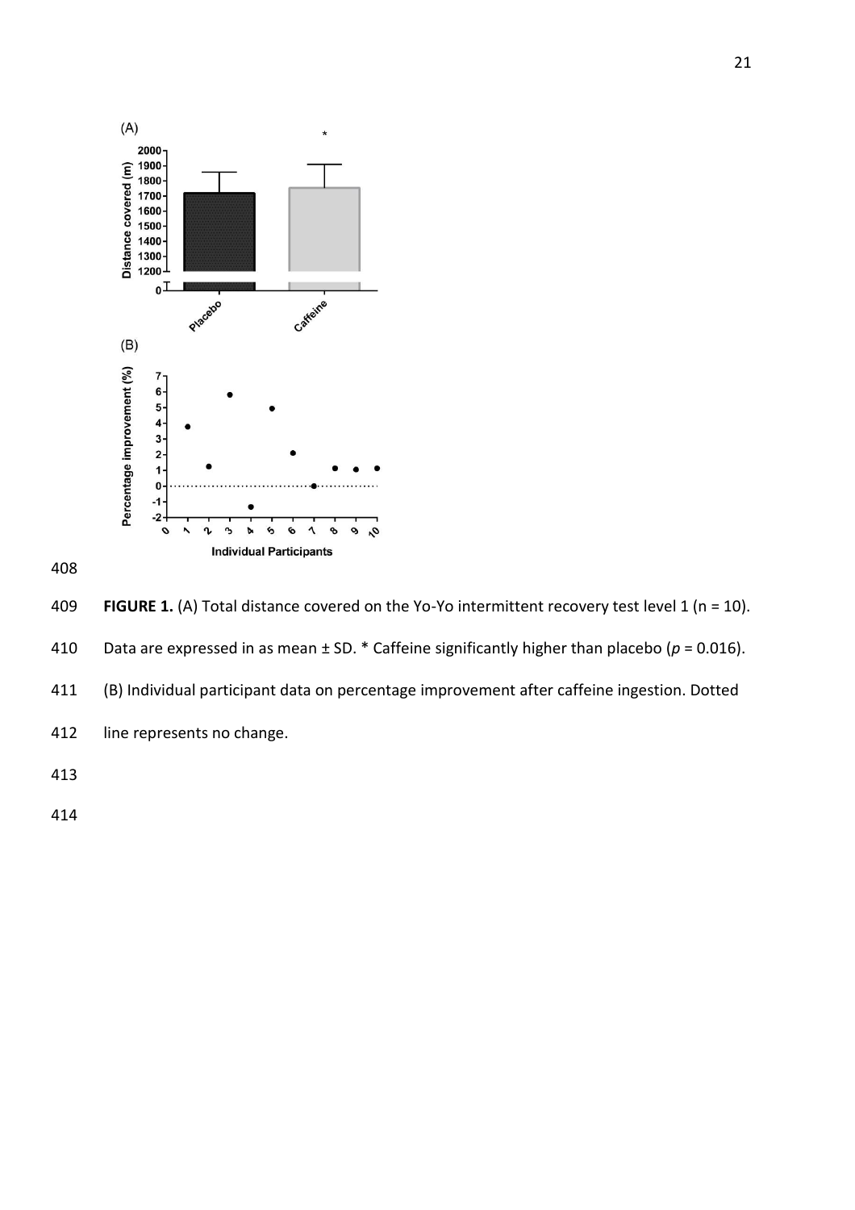(A)

*

2000
1900
1800
1700
1600
1500
1400
1300
1200
0

Distance covered (m)

Placebo

Caffeine

(B)

7
6
5
4
3
2
1
0
-1
-2

Percentage improvement (%)

0 1 2 3 4 5 6 7 8 9 10

Individual Participants

**FIGURE 1.** (A) Total distance covered on the Yo-Yo intermittent recovery test level 1 (n = 10). Data are expressed in as mean ± SD. * Caffeine significantly higher than placebo (*p* = 0.016). (B) Individual participant data on percentage improvement after caffeine ingestion. Dotted line represents no change.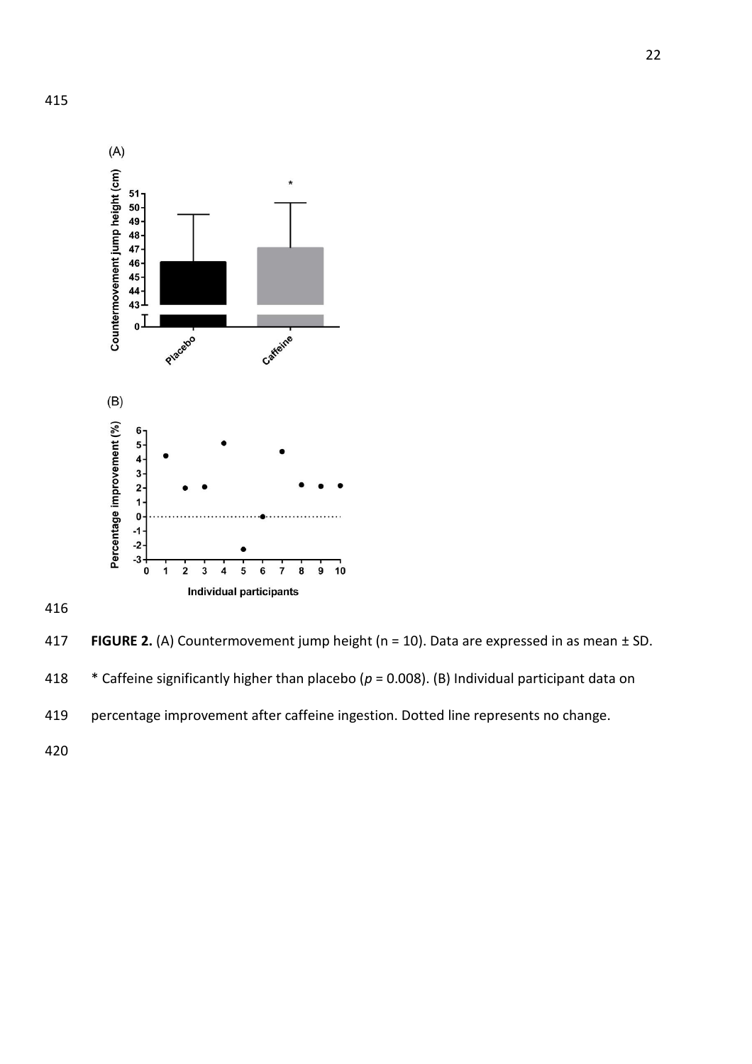(A)

Countermovement jump height (cm)

51
50
49
48
47
46
45
44
43
0

*

Placebo

Caffeine

(B)

Percentage improvement (%)

6
5
4
3
2
1
0
-1
-2
-3

0 1 2 3 4 5 6 7 8 9 10

Individual participants

**FIGURE 2.** (A) Countermovement jump height (n = 10). Data are expressed in as mean ± SD. * Caffeine significantly higher than placebo ($p = 0.008$). (B) Individual participant data on percentage improvement after caffeine ingestion. Dotted line represents no change.